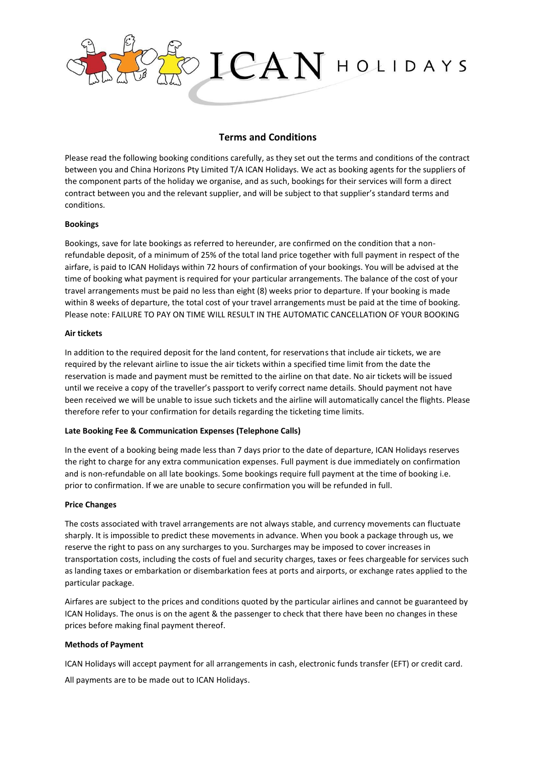ICAN HOLIDAYS

# Terms and Conditions

Please read the following booking conditions carefully, as they set out the terms and conditions of the contract between you and China Horizons Pty Limited T/A ICAN Holidays. We act as booking agents for the suppliers of the component parts of the holiday we organise, and as such, bookings for their services will form a direct contract between you and the relevant supplier, and will be subject to that supplier's standard terms and conditions.

**Bookings**

Bookings, save for late bookings as referred to hereunder, are confirmed on the condition that a non-refundable deposit, of a minimum of 25% of the total land price together with full payment in respect of the airfare, is paid to ICAN Holidays within 72 hours of confirmation of your bookings. You will be advised at the time of booking what payment is required for your particular arrangements. The balance of the cost of your travel arrangements must be paid no less than eight (8) weeks prior to departure. If your booking is made within 8 weeks of departure, the total cost of your travel arrangements must be paid at the time of booking. Please note: FAILURE TO PAY ON TIME WILL RESULT IN THE AUTOMATIC CANCELLATION OF YOUR BOOKING

**Air tickets**

In addition to the required deposit for the land content, for reservations that include air tickets, we are required by the relevant airline to issue the air tickets within a specified time limit from the date the reservation is made and payment must be remitted to the airline on that date. No air tickets will be issued until we receive a copy of the traveller's passport to verify correct name details. Should payment not have been received we will be unable to issue such tickets and the airline will automatically cancel the flights. Please therefore refer to your confirmation for details regarding the ticketing time limits.

**Late Booking Fee & Communication Expenses (Telephone Calls)**

In the event of a booking being made less than 7 days prior to the date of departure, ICAN Holidays reserves the right to charge for any extra communication expenses. Full payment is due immediately on confirmation and is non-refundable on all late bookings. Some bookings require full payment at the time of booking i.e. prior to confirmation. If we are unable to secure confirmation you will be refunded in full.

**Price Changes**

The costs associated with travel arrangements are not always stable, and currency movements can fluctuate sharply. It is impossible to predict these movements in advance. When you book a package through us, we reserve the right to pass on any surcharges to you. Surcharges may be imposed to cover increases in transportation costs, including the costs of fuel and security charges, taxes or fees chargeable for services such as landing taxes or embarkation or disembarkation fees at ports and airports, or exchange rates applied to the particular package.

Airfares are subject to the prices and conditions quoted by the particular airlines and cannot be guaranteed by ICAN Holidays. The onus is on the agent & the passenger to check that there have been no changes in these prices before making final payment thereof.

**Methods of Payment**

ICAN Holidays will accept payment for all arrangements in cash, electronic funds transfer (EFT) or credit card.

All payments are to be made out to ICAN Holidays.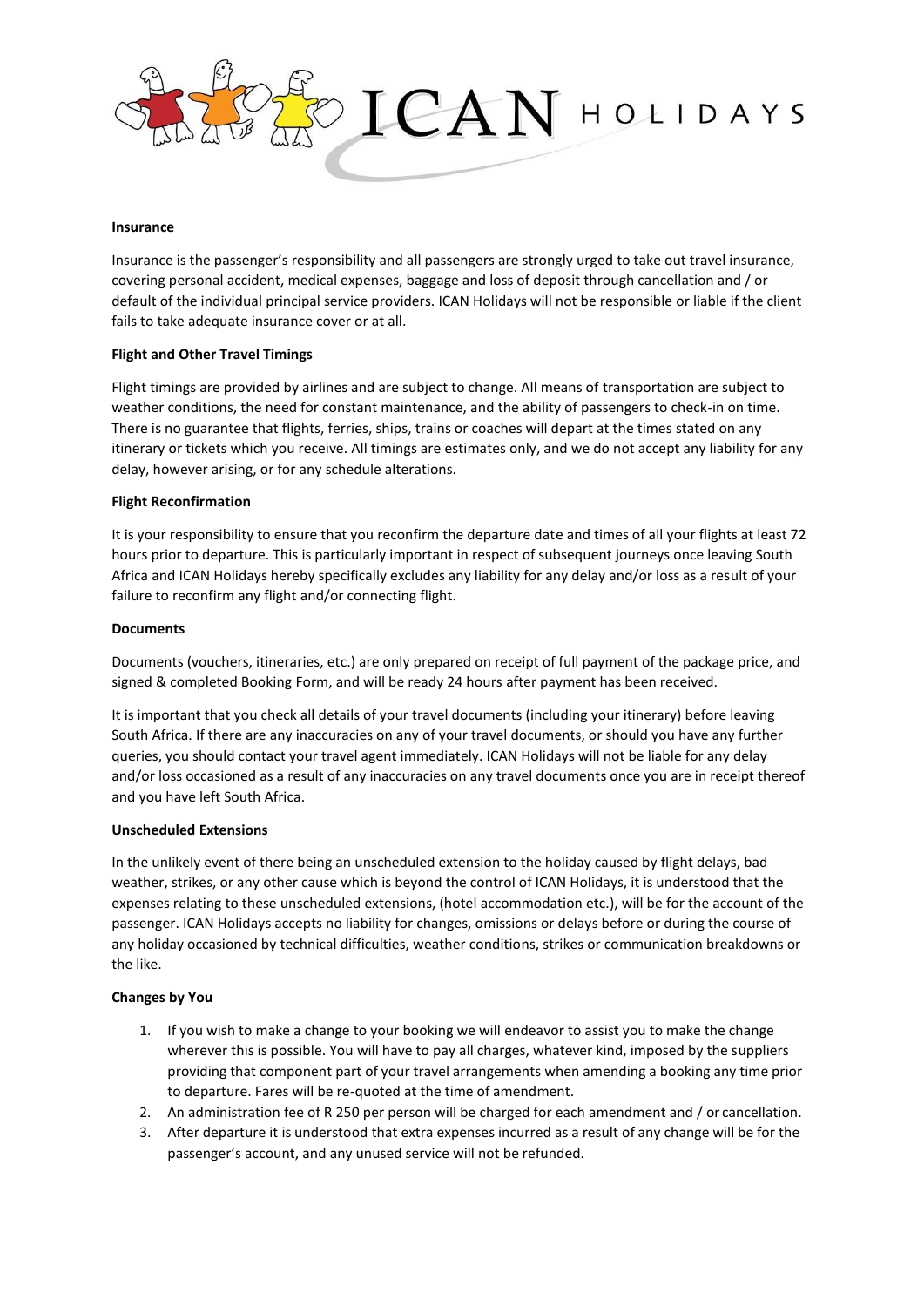**Insurance**

Insurance is the passenger's responsibility and all passengers are strongly urged to take out travel insurance, covering personal accident, medical expenses, baggage and loss of deposit through cancellation and / or default of the individual principal service providers. ICAN Holidays will not be responsible or liable if the client fails to take adequate insurance cover or at all.

**Flight and Other Travel Timings**

Flight timings are provided by airlines and are subject to change. All means of transportation are subject to weather conditions, the need for constant maintenance, and the ability of passengers to check-in on time. There is no guarantee that flights, ferries, ships, trains or coaches will depart at the times stated on any itinerary or tickets which you receive. All timings are estimates only, and we do not accept any liability for any delay, however arising, or for any schedule alterations.

**Flight Reconfirmation**

It is your responsibility to ensure that you reconfirm the departure date and times of all your flights at least 72 hours prior to departure. This is particularly important in respect of subsequent journeys once leaving South Africa and ICAN Holidays hereby specifically excludes any liability for any delay and/or loss as a result of your failure to reconfirm any flight and/or connecting flight.

**Documents**

Documents (vouchers, itineraries, etc.) are only prepared on receipt of full payment of the package price, and signed & completed Booking Form, and will be ready 24 hours after payment has been received.

It is important that you check all details of your travel documents (including your itinerary) before leaving South Africa. If there are any inaccuracies on any of your travel documents, or should you have any further queries, you should contact your travel agent immediately. ICAN Holidays will not be liable for any delay and/or loss occasioned as a result of any inaccuracies on any travel documents once you are in receipt thereof and you have left South Africa.

**Unscheduled Extensions**

In the unlikely event of there being an unscheduled extension to the holiday caused by flight delays, bad weather, strikes, or any other cause which is beyond the control of ICAN Holidays, it is understood that the expenses relating to these unscheduled extensions, (hotel accommodation etc.), will be for the account of the passenger. ICAN Holidays accepts no liability for changes, omissions or delays before or during the course of any holiday occasioned by technical difficulties, weather conditions, strikes or communication breakdowns or the like.

**Changes by You**

1. If you wish to make a change to your booking we will endeavor to assist you to make the change wherever this is possible. You will have to pay all charges, whatever kind, imposed by the suppliers providing that component part of your travel arrangements when amending a booking any time prior to departure. Fares will be re-quoted at the time of amendment.
2. An administration fee of R 250 per person will be charged for each amendment and / or cancellation.
3. After departure it is understood that extra expenses incurred as a result of any change will be for the passenger's account, and any unused service will not be refunded.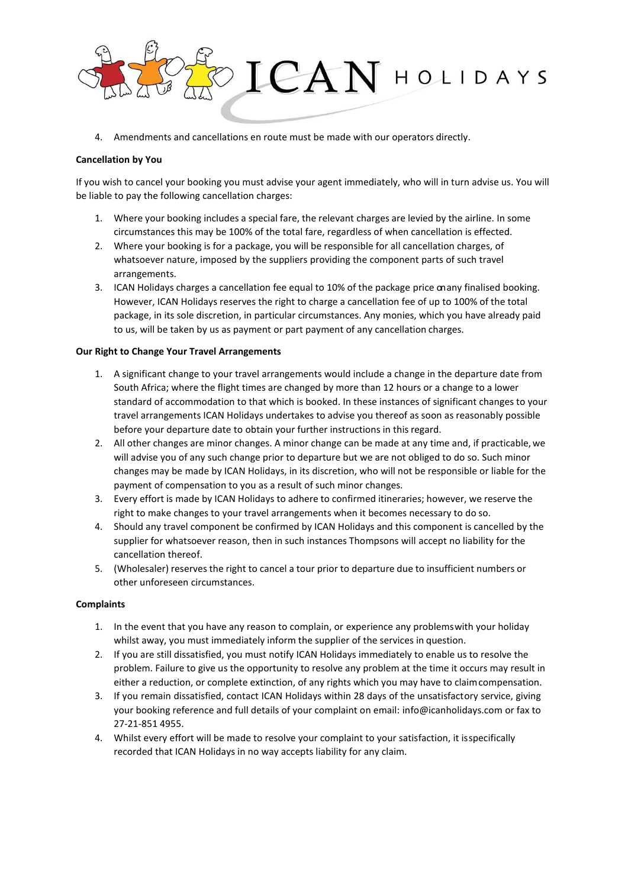4. Amendments and cancellations en route must be made with our operators directly.

**Cancellation by You**

If you wish to cancel your booking you must advise your agent immediately, who will in turn advise us. You will be liable to pay the following cancellation charges:

1. Where your booking includes a special fare, the relevant charges are levied by the airline. In some circumstances this may be 100% of the total fare, regardless of when cancellation is effected.
2. Where your booking is for a package, you will be responsible for all cancellation charges, of whatsoever nature, imposed by the suppliers providing the component parts of such travel arrangements.
3. ICAN Holidays charges a cancellation fee equal to 10% of the package price on any finalised booking. However, ICAN Holidays reserves the right to charge a cancellation fee of up to 100% of the total package, in its sole discretion, in particular circumstances. Any monies, which you have already paid to us, will be taken by us as payment or part payment of any cancellation charges.

**Our Right to Change Your Travel Arrangements**

1. A significant change to your travel arrangements would include a change in the departure date from South Africa; where the flight times are changed by more than 12 hours or a change to a lower standard of accommodation to that which is booked. In these instances of significant changes to your travel arrangements ICAN Holidays undertakes to advise you thereof as soon as reasonably possible before your departure date to obtain your further instructions in this regard.
2. All other changes are minor changes. A minor change can be made at any time and, if practicable, we will advise you of any such change prior to departure but we are not obliged to do so. Such minor changes may be made by ICAN Holidays, in its discretion, who will not be responsible or liable for the payment of compensation to you as a result of such minor changes.
3. Every effort is made by ICAN Holidays to adhere to confirmed itineraries; however, we reserve the right to make changes to your travel arrangements when it becomes necessary to do so.
4. Should any travel component be confirmed by ICAN Holidays and this component is cancelled by the supplier for whatsoever reason, then in such instances Thompsons will accept no liability for the cancellation thereof.
5. (Wholesaler) reserves the right to cancel a tour prior to departure due to insufficient numbers or other unforeseen circumstances.

**Complaints**

1. In the event that you have any reason to complain, or experience any problems with your holiday whilst away, you must immediately inform the supplier of the services in question.
2. If you are still dissatisfied, you must notify ICAN Holidays immediately to enable us to resolve the problem. Failure to give us the opportunity to resolve any problem at the time it occurs may result in either a reduction, or complete extinction, of any rights which you may have to claim compensation.
3. If you remain dissatisfied, contact ICAN Holidays within 28 days of the unsatisfactory service, giving your booking reference and full details of your complaint on email: info@icanholidays.com or fax to 27-21-851 4955.
4. Whilst every effort will be made to resolve your complaint to your satisfaction, it is specifically recorded that ICAN Holidays in no way accepts liability for any claim.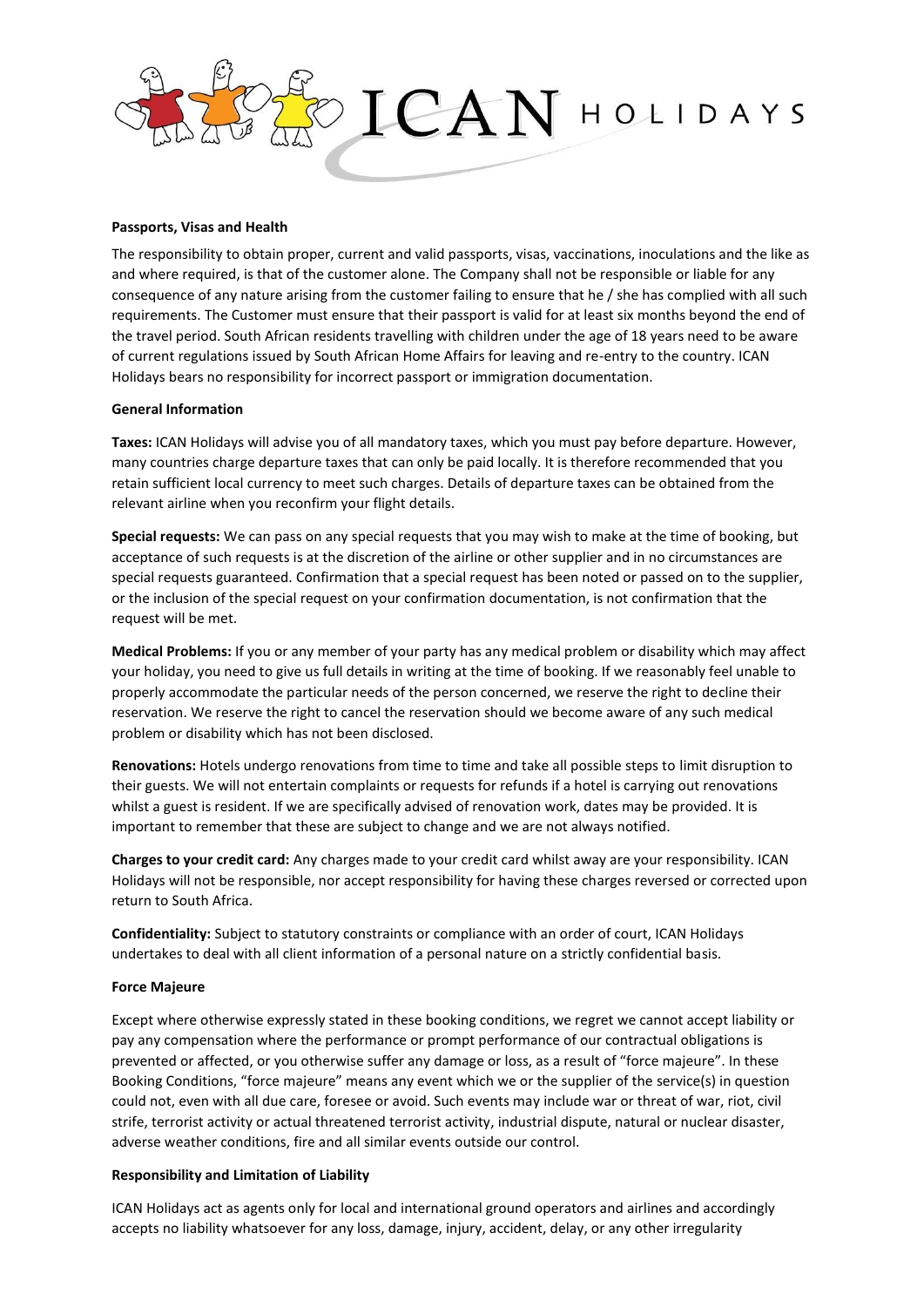**Passports, Visas and Health**

The responsibility to obtain proper, current and valid passports, visas, vaccinations, inoculations and the like as and where required, is that of the customer alone. The Company shall not be responsible or liable for any consequence of any nature arising from the customer failing to ensure that he / she has complied with all such requirements. The Customer must ensure that their passport is valid for at least six months beyond the end of the travel period. South African residents travelling with children under the age of 18 years need to be aware of current regulations issued by South African Home Affairs for leaving and re-entry to the country. ICAN Holidays bears no responsibility for incorrect passport or immigration documentation.

**General Information**

**Taxes:** ICAN Holidays will advise you of all mandatory taxes, which you must pay before departure. However, many countries charge departure taxes that can only be paid locally. It is therefore recommended that you retain sufficient local currency to meet such charges. Details of departure taxes can be obtained from the relevant airline when you reconfirm your flight details.

**Special requests:** We can pass on any special requests that you may wish to make at the time of booking, but acceptance of such requests is at the discretion of the airline or other supplier and in no circumstances are special requests guaranteed. Confirmation that a special request has been noted or passed on to the supplier, or the inclusion of the special request on your confirmation documentation, is not confirmation that the request will be met.

**Medical Problems:** If you or any member of your party has any medical problem or disability which may affect your holiday, you need to give us full details in writing at the time of booking. If we reasonably feel unable to properly accommodate the particular needs of the person concerned, we reserve the right to decline their reservation. We reserve the right to cancel the reservation should we become aware of any such medical problem or disability which has not been disclosed.

**Renovations:** Hotels undergo renovations from time to time and take all possible steps to limit disruption to their guests. We will not entertain complaints or requests for refunds if a hotel is carrying out renovations whilst a guest is resident. If we are specifically advised of renovation work, dates may be provided. It is important to remember that these are subject to change and we are not always notified.

**Charges to your credit card:** Any charges made to your credit card whilst away are your responsibility. ICAN Holidays will not be responsible, nor accept responsibility for having these charges reversed or corrected upon return to South Africa.

**Confidentiality:** Subject to statutory constraints or compliance with an order of court, ICAN Holidays undertakes to deal with all client information of a personal nature on a strictly confidential basis.

**Force Majeure**

Except where otherwise expressly stated in these booking conditions, we regret we cannot accept liability or pay any compensation where the performance or prompt performance of our contractual obligations is prevented or affected, or you otherwise suffer any damage or loss, as a result of "force majeure". In these Booking Conditions, "force majeure" means any event which we or the supplier of the service(s) in question could not, even with all due care, foresee or avoid. Such events may include war or threat of war, riot, civil strife, terrorist activity or actual threatened terrorist activity, industrial dispute, natural or nuclear disaster, adverse weather conditions, fire and all similar events outside our control.

**Responsibility and Limitation of Liability**

ICAN Holidays act as agents only for local and international ground operators and airlines and accordingly accepts no liability whatsoever for any loss, damage, injury, accident, delay, or any other irregularity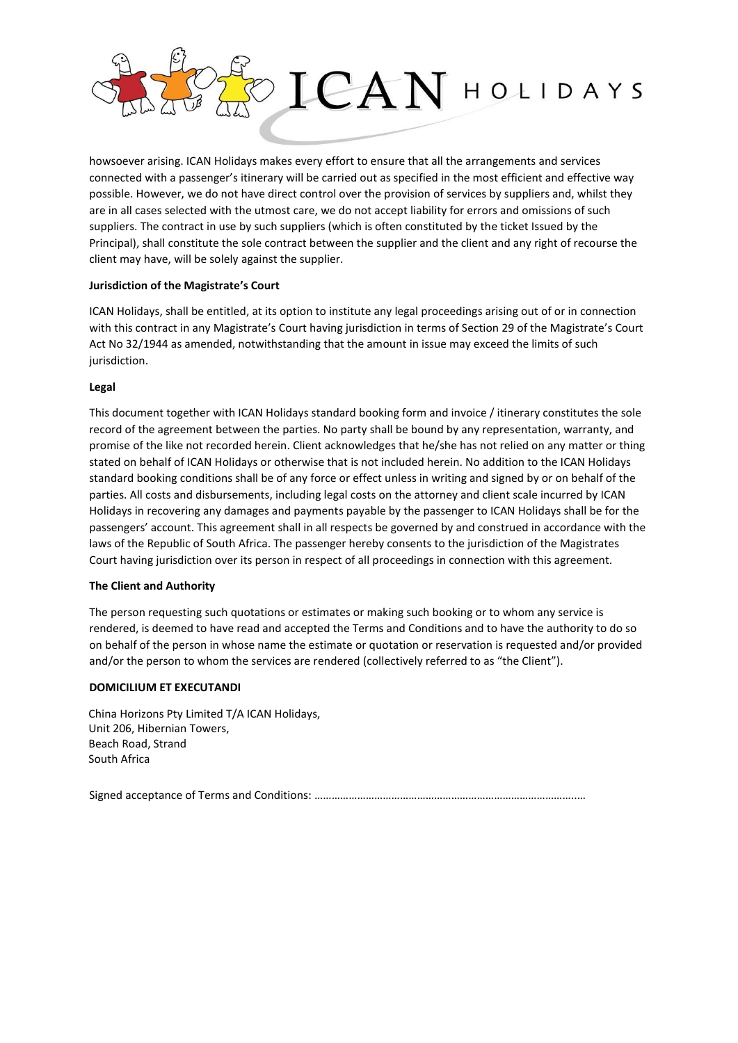howsoever arising. ICAN Holidays makes every effort to ensure that all the arrangements and services connected with a passenger's itinerary will be carried out as specified in the most efficient and effective way possible. However, we do not have direct control over the provision of services by suppliers and, whilst they are in all cases selected with the utmost care, we do not accept liability for errors and omissions of such suppliers. The contract in use by such suppliers (which is often constituted by the ticket Issued by the Principal), shall constitute the sole contract between the supplier and the client and any right of recourse the client may have, will be solely against the supplier.

**Jurisdiction of the Magistrate's Court**

ICAN Holidays, shall be entitled, at its option to institute any legal proceedings arising out of or in connection with this contract in any Magistrate's Court having jurisdiction in terms of Section 29 of the Magistrate's Court Act No 32/1944 as amended, notwithstanding that the amount in issue may exceed the limits of such jurisdiction.

**Legal**

This document together with ICAN Holidays standard booking form and invoice / itinerary constitutes the sole record of the agreement between the parties. No party shall be bound by any representation, warranty, and promise of the like not recorded herein. Client acknowledges that he/she has not relied on any matter or thing stated on behalf of ICAN Holidays or otherwise that is not included herein. No addition to the ICAN Holidays standard booking conditions shall be of any force or effect unless in writing and signed by or on behalf of the parties. All costs and disbursements, including legal costs on the attorney and client scale incurred by ICAN Holidays in recovering any damages and payments payable by the passenger to ICAN Holidays shall be for the passengers' account. This agreement shall in all respects be governed by and construed in accordance with the laws of the Republic of South Africa. The passenger hereby consents to the jurisdiction of the Magistrates Court having jurisdiction over its person in respect of all proceedings in connection with this agreement.

**The Client and Authority**

The person requesting such quotations or estimates or making such booking or to whom any service is rendered, is deemed to have read and accepted the Terms and Conditions and to have the authority to do so on behalf of the person in whose name the estimate or quotation or reservation is requested and/or provided and/or the person to whom the services are rendered (collectively referred to as "the Client").

**DOMICILIUM ET EXECUTANDI**

China Horizons Pty Limited T/A ICAN Holidays,
Unit 206, Hibernian Towers,
Beach Road, Strand
South Africa

Signed acceptance of Terms and Conditions: …………………………………………………………………………………